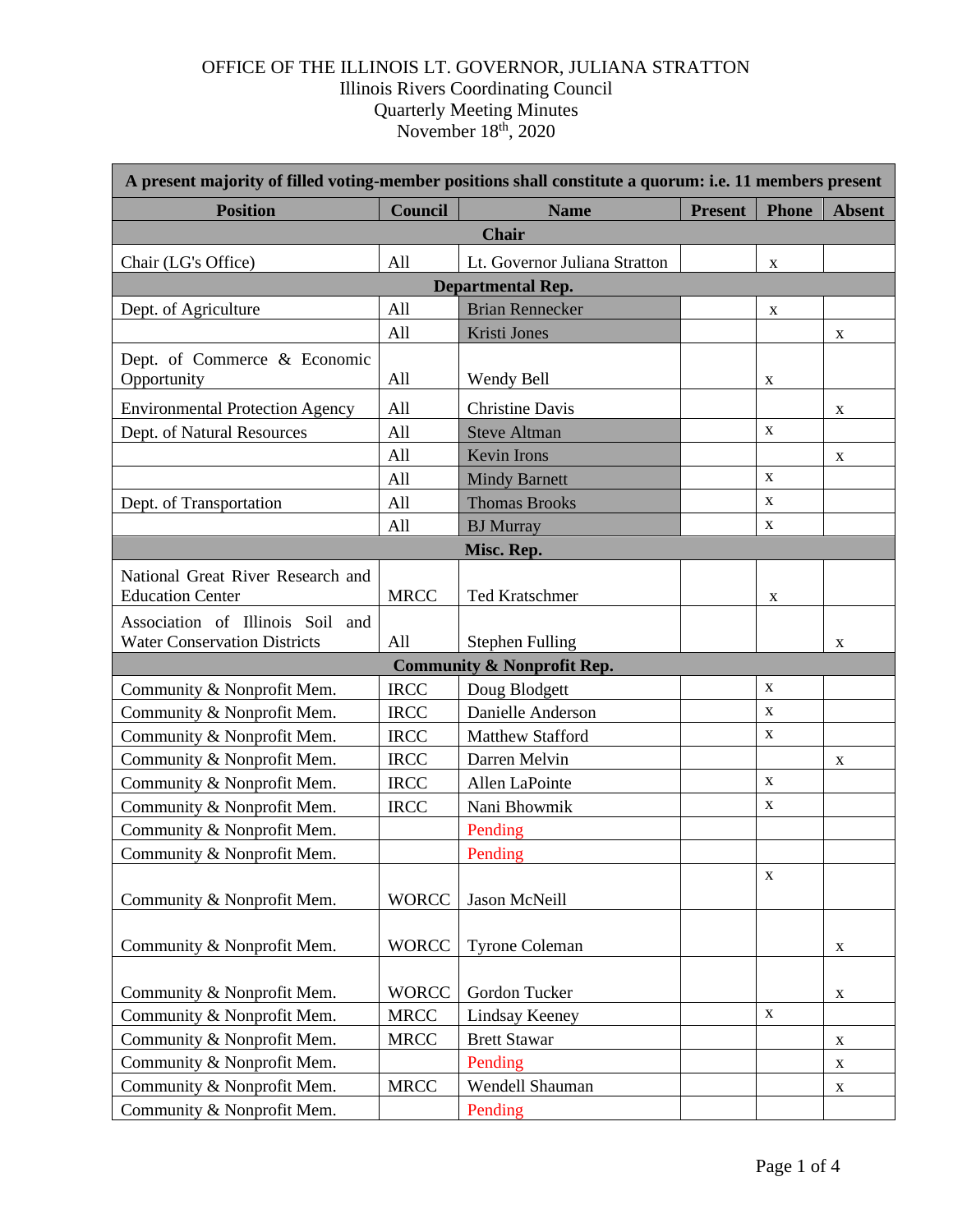OFFICE OF THE ILLINOIS LT. GOVERNOR, JULIANA STRATTON
Illinois Rivers Coordinating Council
Quarterly Meeting Minutes
November 18th, 2020

| A present majority of filled voting-member positions shall constitute a quorum: i.e. 11 members present | | | | | |
|---|---|---|---|---|---|
| **Position** | **Council** | **Name** | **Present** | **Phone** | **Absent** |
| **Chair** | | | | | |
| Chair (LG's Office) | All | Lt. Governor Juliana Stratton | | x | |
| **Departmental Rep.** | | | | | |
| Dept. of Agriculture | All | Brian Rennecker | | x | |
| | All | Kristi Jones | | | x |
| Dept. of Commerce & Economic Opportunity | All | Wendy Bell | | x | |
| Environmental Protection Agency | All | Christine Davis | | | x |
| Dept. of Natural Resources | All | Steve Altman | | x | |
| | All | Kevin Irons | | | x |
| | All | Mindy Barnett | | x | |
| Dept. of Transportation | All | Thomas Brooks | | x | |
| | All | BJ Murray | | x | |
| **Misc. Rep.** | | | | | |
| National Great River Research and Education Center | MRCC | Ted Kratschmer | | x | |
| Association of Illinois Soil and Water Conservation Districts | All | Stephen Fulling | | | x |
| **Community & Nonprofit Rep.** | | | | | |
| Community & Nonprofit Mem. | IRCC | Doug Blodgett | | x | |
| Community & Nonprofit Mem. | IRCC | Danielle Anderson | | x | |
| Community & Nonprofit Mem. | IRCC | Matthew Stafford | | x | |
| Community & Nonprofit Mem. | IRCC | Darren Melvin | | | x |
| Community & Nonprofit Mem. | IRCC | Allen LaPointe | | x | |
| Community & Nonprofit Mem. | IRCC | Nani Bhowmik | | x | |
| Community & Nonprofit Mem. | | Pending | | | |
| Community & Nonprofit Mem. | | Pending | | | |
| Community & Nonprofit Mem. | WORCC | Jason McNeill | | x | |
| Community & Nonprofit Mem. | WORCC | Tyrone Coleman | | | x |
| Community & Nonprofit Mem. | WORCC | Gordon Tucker | | | x |
| Community & Nonprofit Mem. | MRCC | Lindsay Keeney | | x | |
| Community & Nonprofit Mem. | MRCC | Brett Stawar | | | x |
| Community & Nonprofit Mem. | | Pending | | | x |
| Community & Nonprofit Mem. | MRCC | Wendell Shauman | | | x |
| Community & Nonprofit Mem. | | Pending | | | |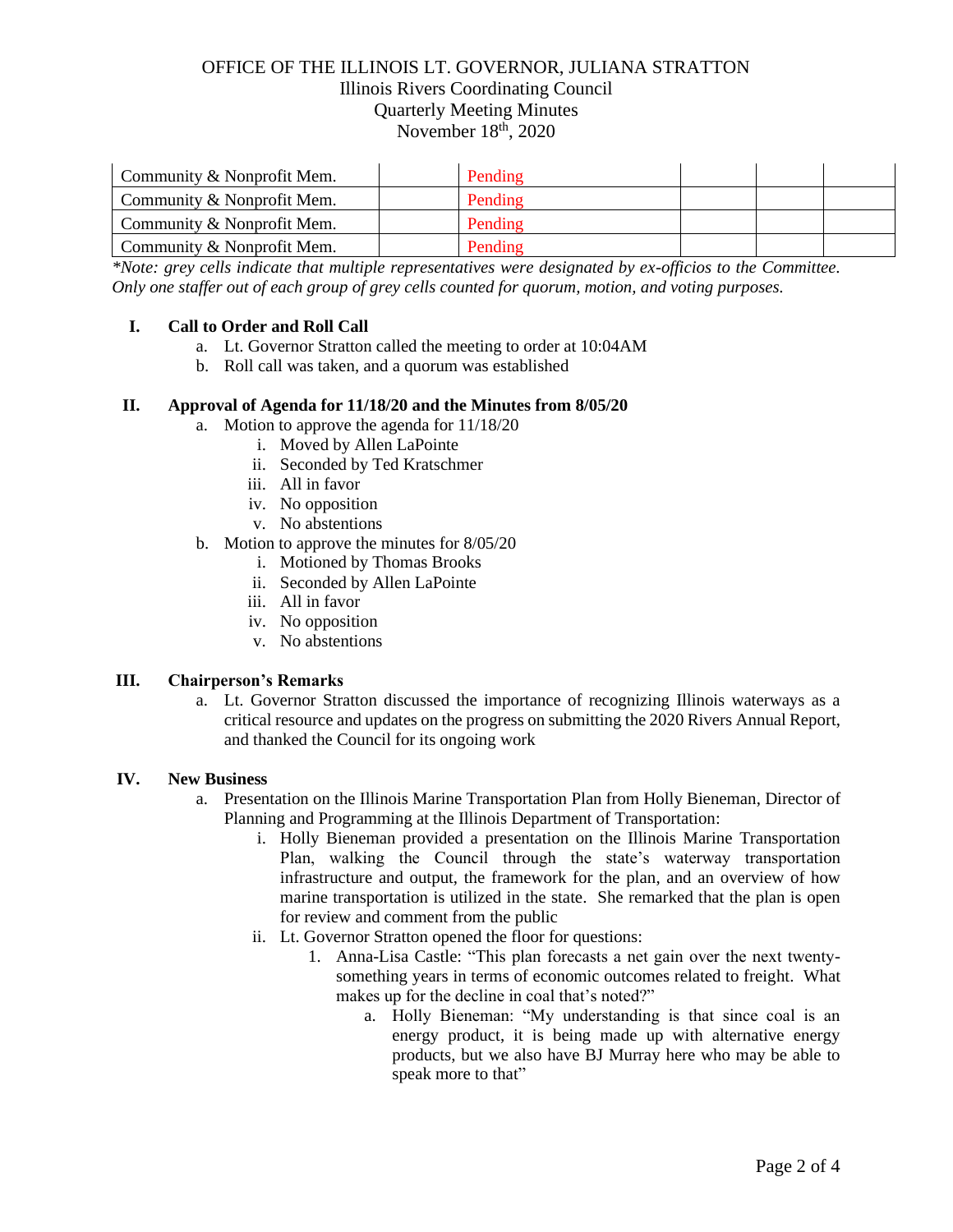| Community & Nonprofit Mem. | | Pending | | | |
|---|---|---|---|---|---|
| Community & Nonprofit Mem. | | Pending | | | |
| Community & Nonprofit Mem. | | Pending | | | |
| Community & Nonprofit Mem. | | Pending | | | |

*\*Note: grey cells indicate that multiple representatives were designated by ex-officios to the Committee. Only one staffer out of each group of grey cells counted for quorum, motion, and voting purposes.*

## I. Call to Order and Roll Call

a. Lt. Governor Stratton called the meeting to order at 10:04AM

b. Roll call was taken, and a quorum was established

## II. Approval of Agenda for 11/18/20 and the Minutes from 8/05/20

a. Motion to approve the agenda for 11/18/20
   i. Moved by Allen LaPointe
   ii. Seconded by Ted Kratschmer
   iii. All in favor
   iv. No opposition
   v. No abstentions

b. Motion to approve the minutes for 8/05/20
   i. Motioned by Thomas Brooks
   ii. Seconded by Allen LaPointe
   iii. All in favor
   iv. No opposition
   v. No abstentions

## III. Chairperson's Remarks

a. Lt. Governor Stratton discussed the importance of recognizing Illinois waterways as a critical resource and updates on the progress on submitting the 2020 Rivers Annual Report, and thanked the Council for its ongoing work

## IV. New Business

a. Presentation on the Illinois Marine Transportation Plan from Holly Bieneman, Director of Planning and Programming at the Illinois Department of Transportation:
   i. Holly Bieneman provided a presentation on the Illinois Marine Transportation Plan, walking the Council through the state's waterway transportation infrastructure and output, the framework for the plan, and an overview of how marine transportation is utilized in the state. She remarked that the plan is open for review and comment from the public
   ii. Lt. Governor Stratton opened the floor for questions:
      1. Anna-Lisa Castle: "This plan forecasts a net gain over the next twenty-something years in terms of economic outcomes related to freight. What makes up for the decline in coal that's noted?"
         a. Holly Bieneman: "My understanding is that since coal is an energy product, it is being made up with alternative energy products, but we also have BJ Murray here who may be able to speak more to that"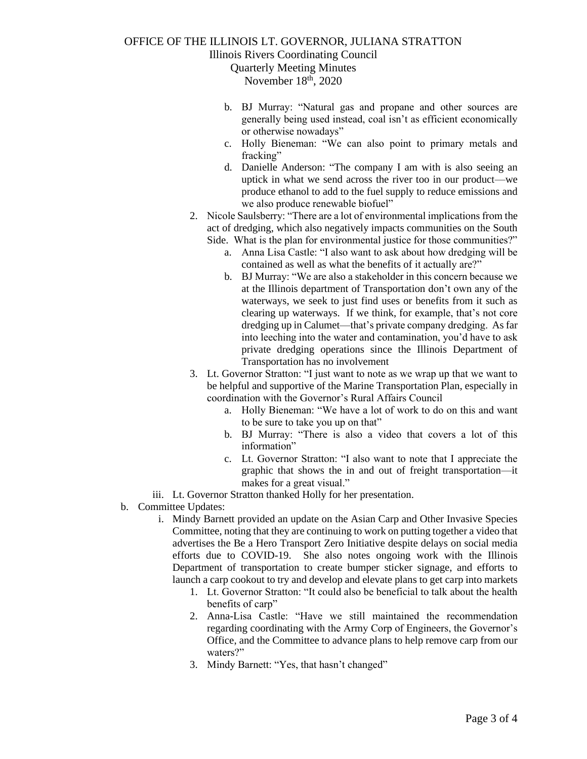b. BJ Murray: "Natural gas and propane and other sources are generally being used instead, coal isn't as efficient economically or otherwise nowadays"

c. Holly Bieneman: "We can also point to primary metals and fracking"

d. Danielle Anderson: "The company I am with is also seeing an uptick in what we send across the river too in our product—we produce ethanol to add to the fuel supply to reduce emissions and we also produce renewable biofuel"

2. Nicole Saulsberry: "There are a lot of environmental implications from the act of dredging, which also negatively impacts communities on the South Side. What is the plan for environmental justice for those communities?"

   a. Anna Lisa Castle: "I also want to ask about how dredging will be contained as well as what the benefits of it actually are?"

   b. BJ Murray: "We are also a stakeholder in this concern because we at the Illinois department of Transportation don't own any of the waterways, we seek to just find uses or benefits from it such as clearing up waterways. If we think, for example, that's not core dredging up in Calumet—that's private company dredging. As far into leeching into the water and contamination, you'd have to ask private dredging operations since the Illinois Department of Transportation has no involvement

3. Lt. Governor Stratton: "I just want to note as we wrap up that we want to be helpful and supportive of the Marine Transportation Plan, especially in coordination with the Governor's Rural Affairs Council

   a. Holly Bieneman: "We have a lot of work to do on this and want to be sure to take you up on that"

   b. BJ Murray: "There is also a video that covers a lot of this information"

   c. Lt. Governor Stratton: "I also want to note that I appreciate the graphic that shows the in and out of freight transportation—it makes for a great visual."

iii. Lt. Governor Stratton thanked Holly for her presentation.

b. Committee Updates:

   i. Mindy Barnett provided an update on the Asian Carp and Other Invasive Species Committee, noting that they are continuing to work on putting together a video that advertises the Be a Hero Transport Zero Initiative despite delays on social media efforts due to COVID-19. She also notes ongoing work with the Illinois Department of transportation to create bumper sticker signage, and efforts to launch a carp cookout to try and develop and elevate plans to get carp into markets

      1. Lt. Governor Stratton: "It could also be beneficial to talk about the health benefits of carp"

      2. Anna-Lisa Castle: "Have we still maintained the recommendation regarding coordinating with the Army Corp of Engineers, the Governor's Office, and the Committee to advance plans to help remove carp from our waters?"

      3. Mindy Barnett: "Yes, that hasn't changed"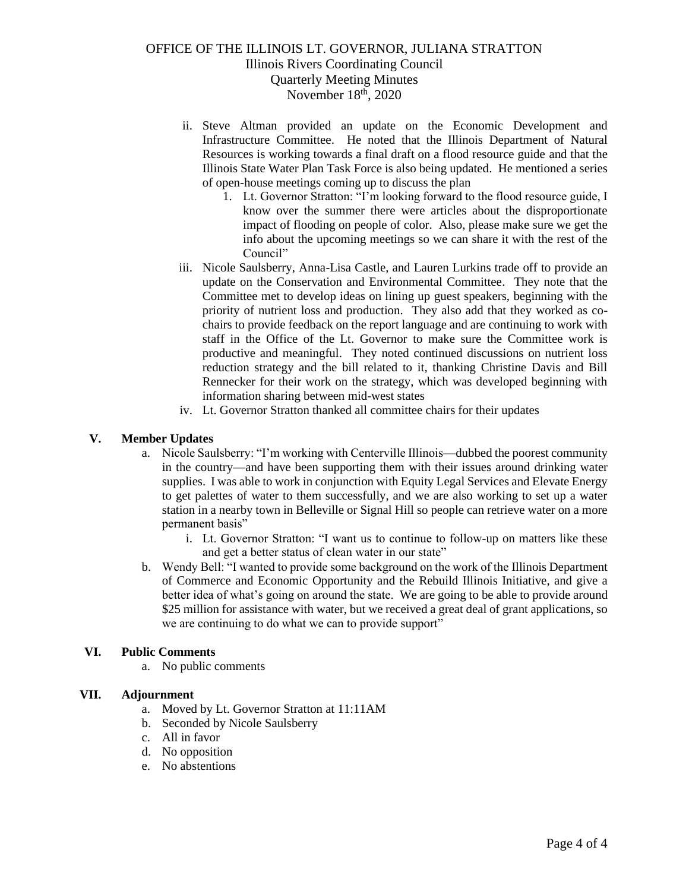ii. Steve Altman provided an update on the Economic Development and Infrastructure Committee. He noted that the Illinois Department of Natural Resources is working towards a final draft on a flood resource guide and that the Illinois State Water Plan Task Force is also being updated. He mentioned a series of open-house meetings coming up to discuss the plan

   1. Lt. Governor Stratton: "I'm looking forward to the flood resource guide, I know over the summer there were articles about the disproportionate impact of flooding on people of color. Also, please make sure we get the info about the upcoming meetings so we can share it with the rest of the Council"

iii. Nicole Saulsberry, Anna-Lisa Castle, and Lauren Lurkins trade off to provide an update on the Conservation and Environmental Committee. They note that the Committee met to develop ideas on lining up guest speakers, beginning with the priority of nutrient loss and production. They also add that they worked as co-chairs to provide feedback on the report language and are continuing to work with staff in the Office of the Lt. Governor to make sure the Committee work is productive and meaningful. They noted continued discussions on nutrient loss reduction strategy and the bill related to it, thanking Christine Davis and Bill Rennecker for their work on the strategy, which was developed beginning with information sharing between mid-west states

iv. Lt. Governor Stratton thanked all committee chairs for their updates

## V. Member Updates

a. Nicole Saulsberry: "I'm working with Centerville Illinois—dubbed the poorest community in the country—and have been supporting them with their issues around drinking water supplies. I was able to work in conjunction with Equity Legal Services and Elevate Energy to get palettes of water to them successfully, and we are also working to set up a water station in a nearby town in Belleville or Signal Hill so people can retrieve water on a more permanent basis"

   i. Lt. Governor Stratton: "I want us to continue to follow-up on matters like these and get a better status of clean water in our state"

b. Wendy Bell: "I wanted to provide some background on the work of the Illinois Department of Commerce and Economic Opportunity and the Rebuild Illinois Initiative, and give a better idea of what's going on around the state. We are going to be able to provide around $25 million for assistance with water, but we received a great deal of grant applications, so we are continuing to do what we can to provide support"

## VI. Public Comments

a. No public comments

## VII. Adjournment

a. Moved by Lt. Governor Stratton at 11:11AM
b. Seconded by Nicole Saulsberry
c. All in favor
d. No opposition
e. No abstentions